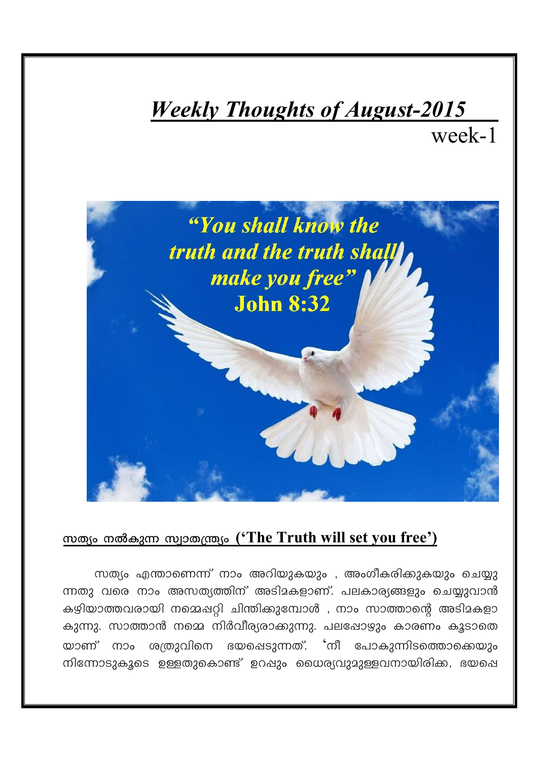# *Weekly Thoughts of August-2015*

week-1

"You shall know the truth and the truth shall make you free"
John 8:32

## സത്യം നൽകുന്ന സ്വാതന്ത്ര്യം ('The Truth will set you free')

സത്യം എന്താണെന്ന് നാം അറിയുകയും , അംഗീകരിക്കുകയും ചെയ്യുന്നതു വരെ നാം അസത്യത്തിന് അടിമകളാണ്. പലകാര്യങ്ങളും ചെയ്യുവാൻ കഴിയാത്തവരായി നമ്മെപ്പറ്റി ചിന്തിക്കുമ്പോൾ , നാം സാത്താന്റെ അടിമകളാകുന്നു. സാത്താൻ നമ്മെ നിർവീര്യരാക്കുന്നു. പലപ്പോഴും കാരണം കൂടാതെയാണ് നാം ശത്രുവിനെ ഭയപ്പെടുന്നത്. 'നീ പോകുന്നിടത്തൊക്കെയും നിന്നോടുകൂടെ ഉള്ളതുകൊണ്ട് ഉറപ്പും ധൈര്യവുമുള്ളവനായിരിക്ക, ഭയപ്പെ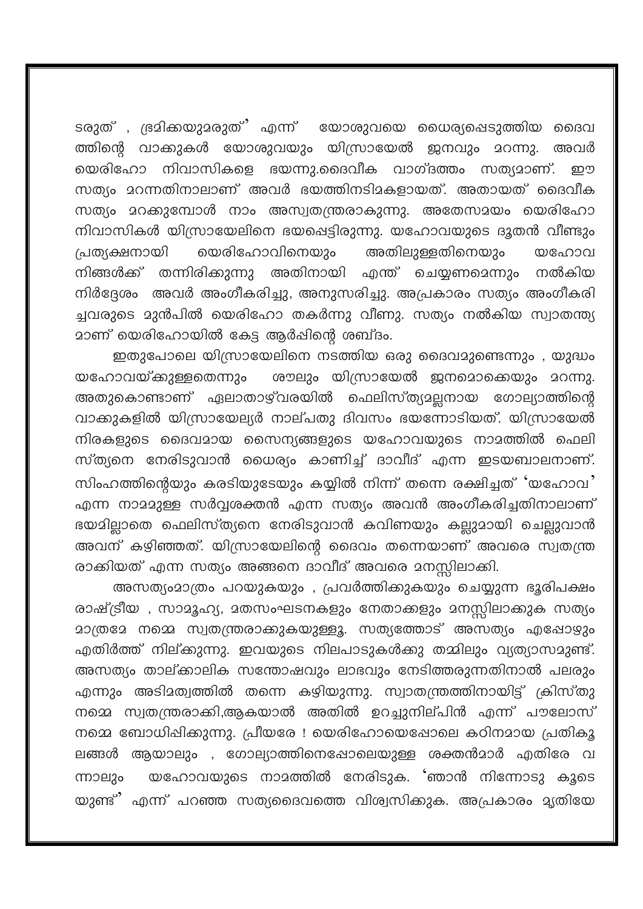ടരുത് , ഭ്രമിക്കയുമരുത്" എന്ന് യോശുവയെ ധൈര്യപ്പെടുത്തിയ ദൈവത്തിന്റെ വാക്കുകൾ യോശുവയും യിസ്രായേൽ ജനവും മറന്നു. അവർ യെരിഹോ നിവാസികളെ ഭയന്നു.ദൈവീക വാഗ്ദത്തം സത്യമാണ്. ഈ സത്യം മറന്നതിനാലാണ് അവർ ഭയത്തിനടിമകളായത്. അതായത് ദൈവീക സത്യം മറക്കുമ്പോൾ നാം അസ്വതന്ത്രരാകുന്നു. അതേസമയം യെരിഹോ നിവാസികൾ യിസ്രായേലിനെ ഭയപ്പെട്ടിരുന്നു. യഹോവയുടെ ദൂതൻ വീണ്ടും പ്രത്യക്ഷനായി യെരിഹോവിനെയും അതിലുള്ളതിനെയും യഹോവ നിങ്ങൾക്ക് തന്നിരിക്കുന്നു അതിനായി എന്ത് ചെയ്യണമെന്നും നൽകിയ നിർദ്ദേശം അവർ അംഗീകരിച്ചു, അനുസരിച്ചു. അപ്രകാരം സത്യം അംഗീകരിച്ചവരുടെ മുൻപിൽ യെരിഹോ തകർന്നു വീണു. സത്യം നൽകിയ സ്വാതന്ത്ര്യമാണ് യെരിഹോയിൽ കേട്ട ആർപ്പിന്റെ ശബ്ദം.

ഇതുപോലെ യിസ്രായേലിനെ നടത്തിയ ഒരു ദൈവമുണ്ടെന്നും , യുദ്ധം യഹോവയ്ക്കുള്ളതെന്നും ശൗലും യിസ്രായേൽ ജനമൊക്കെയും മറന്നു. അതുകൊണ്ടാണ് ഏലാതാഴ്‌വരയിൽ ഫെലിസ്ത്യമല്ലനായ ഗോല്യാത്തിന്റെ വാക്കുകളിൽ യിസ്രായേല്യർ നാല്പതു ദിവസം ഭയന്നോടിയത്. യിസ്രായേൽ നിരകളുടെ ദൈവമായ സൈന്യങ്ങളുടെ യഹോവയുടെ നാമത്തിൽ ഫെലിസ്ത്യനെ നേരിടുവാൻ ധൈര്യം കാണിച്ച് ദാവീദ് എന്ന ഇടയബാലനാണ്. സിംഹത്തിന്റെയും കരടിയുടേയും കയ്യിൽ നിന്ന് തന്നെ രക്ഷിച്ചത് 'യഹോവ' എന്ന നാമമുള്ള സർവ്വശക്തൻ എന്ന സത്യം അവൻ അംഗീകരിച്ചതിനാലാണ് ഭയമില്ലാതെ ഫെലിസ്ത്യനെ നേരിടുവാൻ കവിണയും കല്ലുമായി ചെല്ലുവാൻ അവന് കഴിഞ്ഞത്. യിസ്രായേലിന്റെ ദൈവം തന്നെയാണ് അവരെ സ്വതന്ത്രരാക്കിയത് എന്ന സത്യം അങ്ങനെ ദാവീദ് അവരെ മനസ്സിലാക്കി.

അസത്യംമാത്രം പറയുകയും , പ്രവർത്തിക്കുകയും ചെയ്യുന്ന ഭൂരിപക്ഷം രാഷ്ട്രീയ , സാമൂഹ്യ, മതസംഘടനകളും നേതാക്കളും മനസ്സിലാക്കുക സത്യം മാത്രമേ നമ്മെ സ്വതന്ത്രരാക്കുകയുള്ളൂ. സത്യത്തോട് അസത്യം എപ്പോഴും എതിർത്ത് നില്ക്കുന്നു. ഇവയുടെ നിലപാടുകൾക്കു തമ്മിലും വ്യത്യാസമുണ്ട്. അസത്യം താല്ക്കാലിക സന്തോഷവും ലാഭവും നേടിത്തരുന്നതിനാൽ പലരും എന്നും അടിമത്വത്തിൽ തന്നെ കഴിയുന്നു. സ്വാതന്ത്രത്തിനായിട്ട് ക്രിസ്തു നമ്മെ സ്വതന്ത്രരാക്കി,ആകയാൽ അതിൽ ഉറച്ചുനില്പിൻ എന്ന് പൗലോസ് നമ്മെ ബോധിപ്പിക്കുന്നു. പ്രീയരേ ! യെരിഹോയെപ്പോലെ കഠിനമായ പ്രതികൂലങ്ങൾ ആയാലും , ഗോല്യാത്തിനെപ്പോലെയുള്ള ശക്തൻമാർ എതിരേ വന്നാലും യഹോവയുടെ നാമത്തിൽ നേരിടുക. 'ഞാൻ നിന്നോടു കൂടെയുണ്ട്" എന്ന് പറഞ്ഞ സത്യദൈവത്തെ വിശ്വസിക്കുക. അപ്രകാരം മൃതിയേ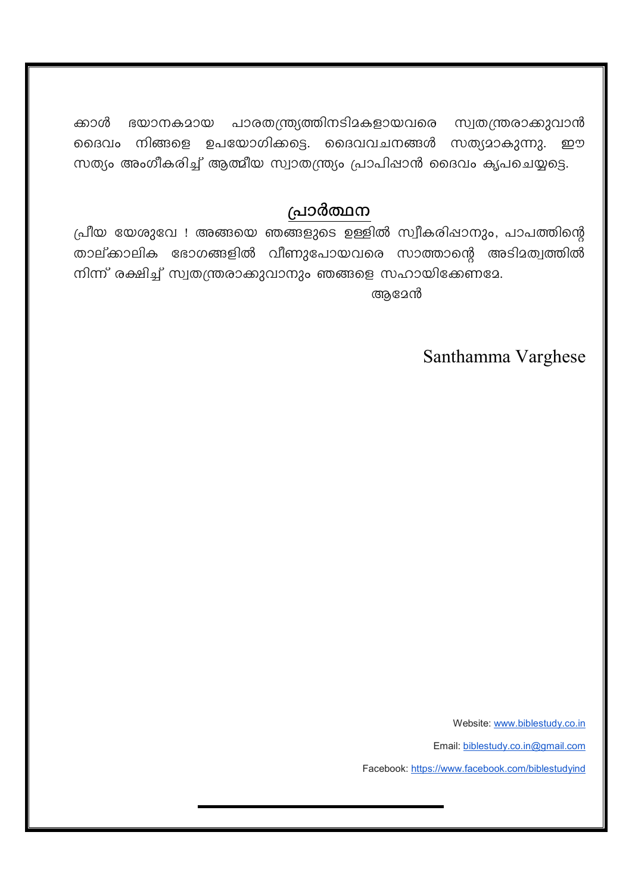ക്കാൾ ഭയാനകമായ പാരതന്ത്ര്യത്തിനടിമകളായവരെ സ്വതന്ത്രരാക്കുവാൻ ദൈവം നിങ്ങളെ ഉപയോഗിക്കട്ടെ. ദൈവവചനങ്ങൾ സത്യമാകുന്നു. ഈ സത്യം അംഗീകരിച്ച് ആത്മീയ സ്വാതന്ത്ര്യം പ്രാപിപ്പാൻ ദൈവം കൃപചെയ്യട്ടെ.

## <u>പ്രാർത്ഥന</u>

പ്രീയ യേശുവേ ! അങ്ങയെ ഞങ്ങളുടെ ഉള്ളിൽ സ്വീകരിപ്പാനും, പാപത്തിന്റെ താല്ക്കാലിക ഭോഗങ്ങളിൽ വീണുപോയവരെ സാത്താന്റെ അടിമത്വത്തിൽ നിന്ന് രക്ഷിച്ച് സ്വതന്ത്രരാക്കുവാനും ഞങ്ങളെ സഹായിക്കേണമേ.

ആമേൻ

Santhamma Varghese

Website: www.biblestudy.co.in

Email: biblestudy.co.in@gmail.com

Facebook: https://www.facebook.com/biblestudyind